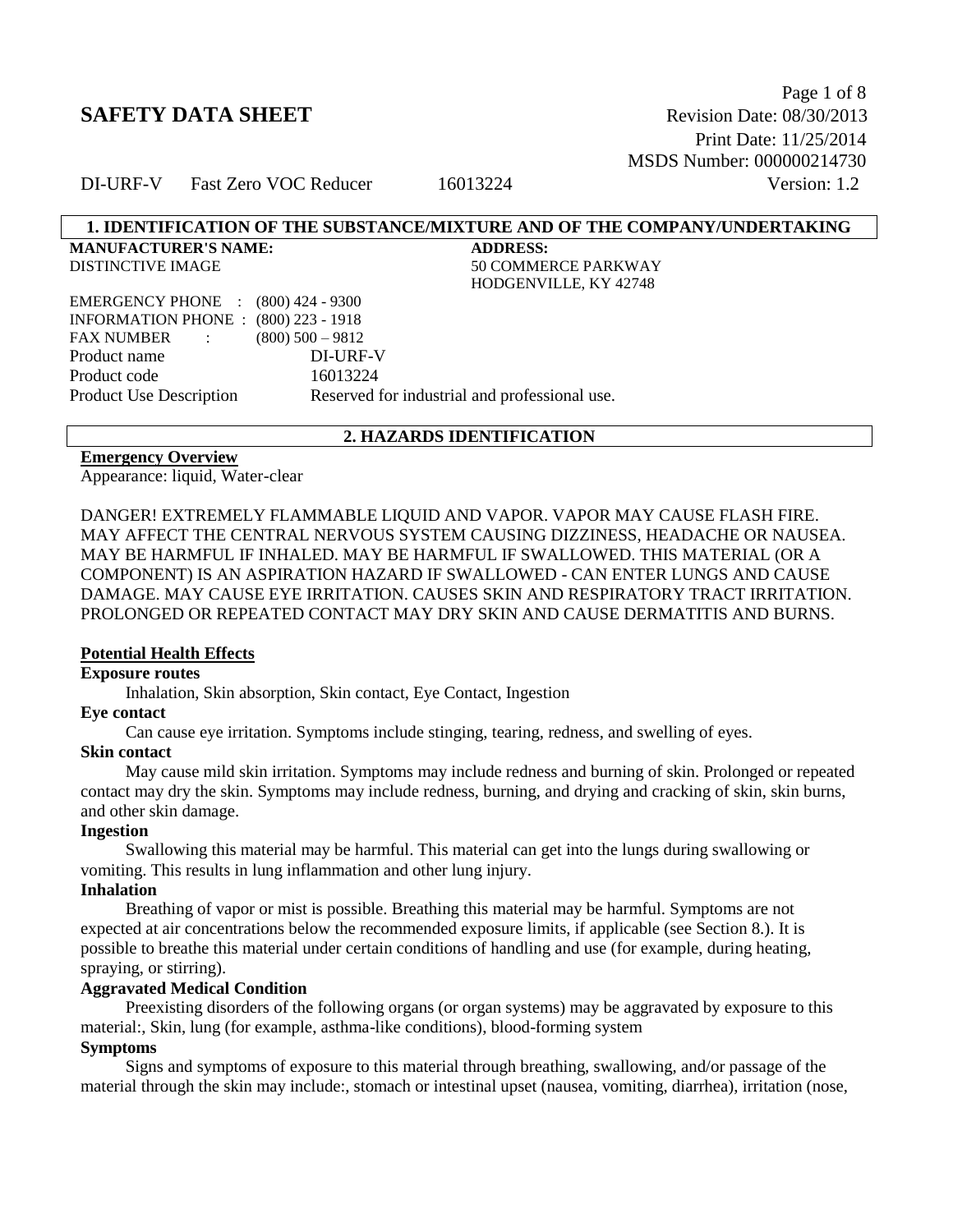# SAFETY DATA SHEET

Revision Date: 08/30/2013
Print Date: 11/25/2014
MSDS Number: 000000214730

DI-URF-V Fast Zero VOC Reducer 16013224 Version: 1.2

## 1. IDENTIFICATION OF THE SUBSTANCE/MIXTURE AND OF THE COMPANY/UNDERTAKING

**MANUFACTURER'S NAME:**
DISTINCTIVE IMAGE

**ADDRESS:**
50 COMMERCE PARKWAY
HODGENVILLE, KY 42748

| | |
|---|---|
| EMERGENCY PHONE : | (800) 424 - 9300 |
| INFORMATION PHONE : | (800) 223 - 1918 |
| FAX NUMBER : | (800) 500 – 9812 |
| Product name | DI-URF-V |
| Product code | 16013224 |
| Product Use Description | Reserved for industrial and professional use. |

## 2. HAZARDS IDENTIFICATION

**Emergency Overview**

Appearance: liquid, Water-clear

DANGER! EXTREMELY FLAMMABLE LIQUID AND VAPOR. VAPOR MAY CAUSE FLASH FIRE. MAY AFFECT THE CENTRAL NERVOUS SYSTEM CAUSING DIZZINESS, HEADACHE OR NAUSEA. MAY BE HARMFUL IF INHALED. MAY BE HARMFUL IF SWALLOWED. THIS MATERIAL (OR A COMPONENT) IS AN ASPIRATION HAZARD IF SWALLOWED - CAN ENTER LUNGS AND CAUSE DAMAGE. MAY CAUSE EYE IRRITATION. CAUSES SKIN AND RESPIRATORY TRACT IRRITATION. PROLONGED OR REPEATED CONTACT MAY DRY SKIN AND CAUSE DERMATITIS AND BURNS.

**Potential Health Effects**

**Exposure routes**

Inhalation, Skin absorption, Skin contact, Eye Contact, Ingestion

**Eye contact**

Can cause eye irritation. Symptoms include stinging, tearing, redness, and swelling of eyes.

**Skin contact**

May cause mild skin irritation. Symptoms may include redness and burning of skin. Prolonged or repeated contact may dry the skin. Symptoms may include redness, burning, and drying and cracking of skin, skin burns, and other skin damage.

**Ingestion**

Swallowing this material may be harmful. This material can get into the lungs during swallowing or vomiting. This results in lung inflammation and other lung injury.

**Inhalation**

Breathing of vapor or mist is possible. Breathing this material may be harmful. Symptoms are not expected at air concentrations below the recommended exposure limits, if applicable (see Section 8.). It is possible to breathe this material under certain conditions of handling and use (for example, during heating, spraying, or stirring).

**Aggravated Medical Condition**

Preexisting disorders of the following organs (or organ systems) may be aggravated by exposure to this material:, Skin, lung (for example, asthma-like conditions), blood-forming system

**Symptoms**

Signs and symptoms of exposure to this material through breathing, swallowing, and/or passage of the material through the skin may include:, stomach or intestinal upset (nausea, vomiting, diarrhea), irritation (nose,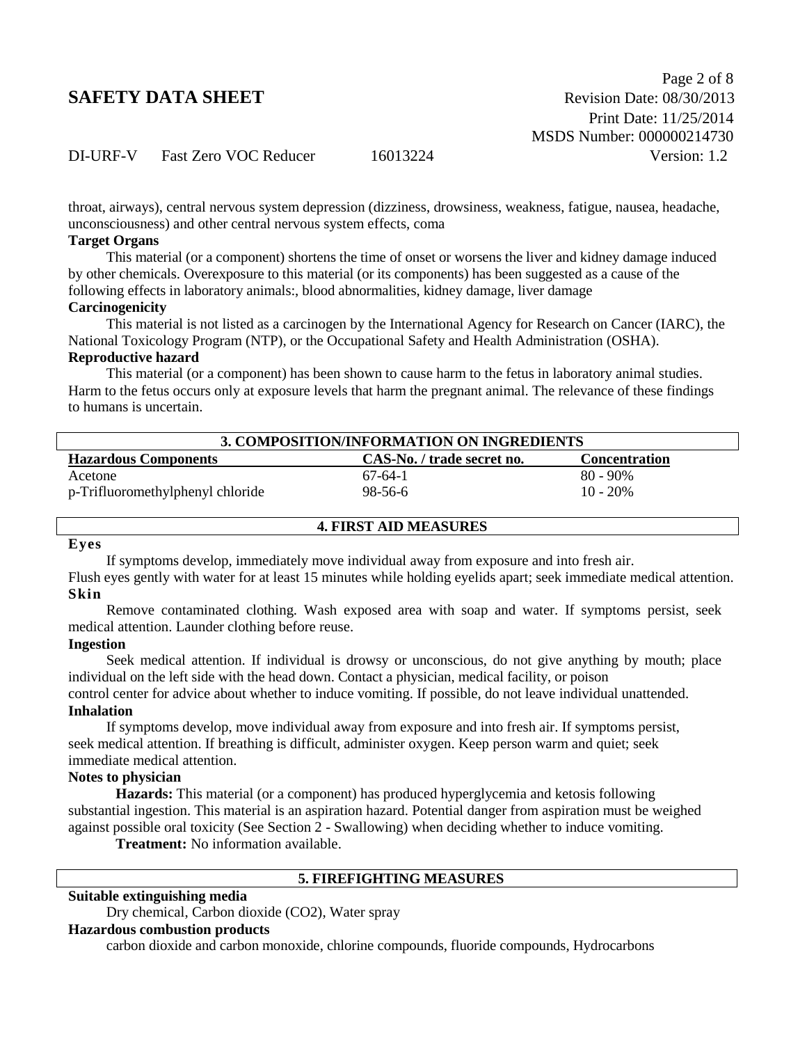throat, airways), central nervous system depression (dizziness, drowsiness, weakness, fatigue, nausea, headache, unconsciousness) and other central nervous system effects, coma

**Target Organs**

This material (or a component) shortens the time of onset or worsens the liver and kidney damage induced by other chemicals. Overexposure to this material (or its components) has been suggested as a cause of the following effects in laboratory animals:, blood abnormalities, kidney damage, liver damage

**Carcinogenicity**

This material is not listed as a carcinogen by the International Agency for Research on Cancer (IARC), the National Toxicology Program (NTP), or the Occupational Safety and Health Administration (OSHA).

**Reproductive hazard**

This material (or a component) has been shown to cause harm to the fetus in laboratory animal studies. Harm to the fetus occurs only at exposure levels that harm the pregnant animal. The relevance of these findings to humans is uncertain.

## 3. COMPOSITION/INFORMATION ON INGREDIENTS

| Hazardous Components | CAS-No. / trade secret no. | Concentration |
|---|---|---|
| Acetone | 67-64-1 | 80 - 90% |
| p-Trifluoromethylphenyl chloride | 98-56-6 | 10 - 20% |

## 4. FIRST AID MEASURES

**Eyes**

If symptoms develop, immediately move individual away from exposure and into fresh air.
Flush eyes gently with water for at least 15 minutes while holding eyelids apart; seek immediate medical attention.

**Skin**

Remove contaminated clothing. Wash exposed area with soap and water. If symptoms persist, seek medical attention. Launder clothing before reuse.

**Ingestion**

Seek medical attention. If individual is drowsy or unconscious, do not give anything by mouth; place individual on the left side with the head down. Contact a physician, medical facility, or poison control center for advice about whether to induce vomiting. If possible, do not leave individual unattended.

**Inhalation**

If symptoms develop, move individual away from exposure and into fresh air. If symptoms persist, seek medical attention. If breathing is difficult, administer oxygen. Keep person warm and quiet; seek immediate medical attention.

**Notes to physician**

**Hazards:** This material (or a component) has produced hyperglycemia and ketosis following substantial ingestion. This material is an aspiration hazard. Potential danger from aspiration must be weighed against possible oral toxicity (See Section 2 - Swallowing) when deciding whether to induce vomiting.

**Treatment:** No information available.

## 5. FIREFIGHTING MEASURES

**Suitable extinguishing media**

Dry chemical, Carbon dioxide ($CO_2$), Water spray

**Hazardous combustion products**

carbon dioxide and carbon monoxide, chlorine compounds, fluoride compounds, Hydrocarbons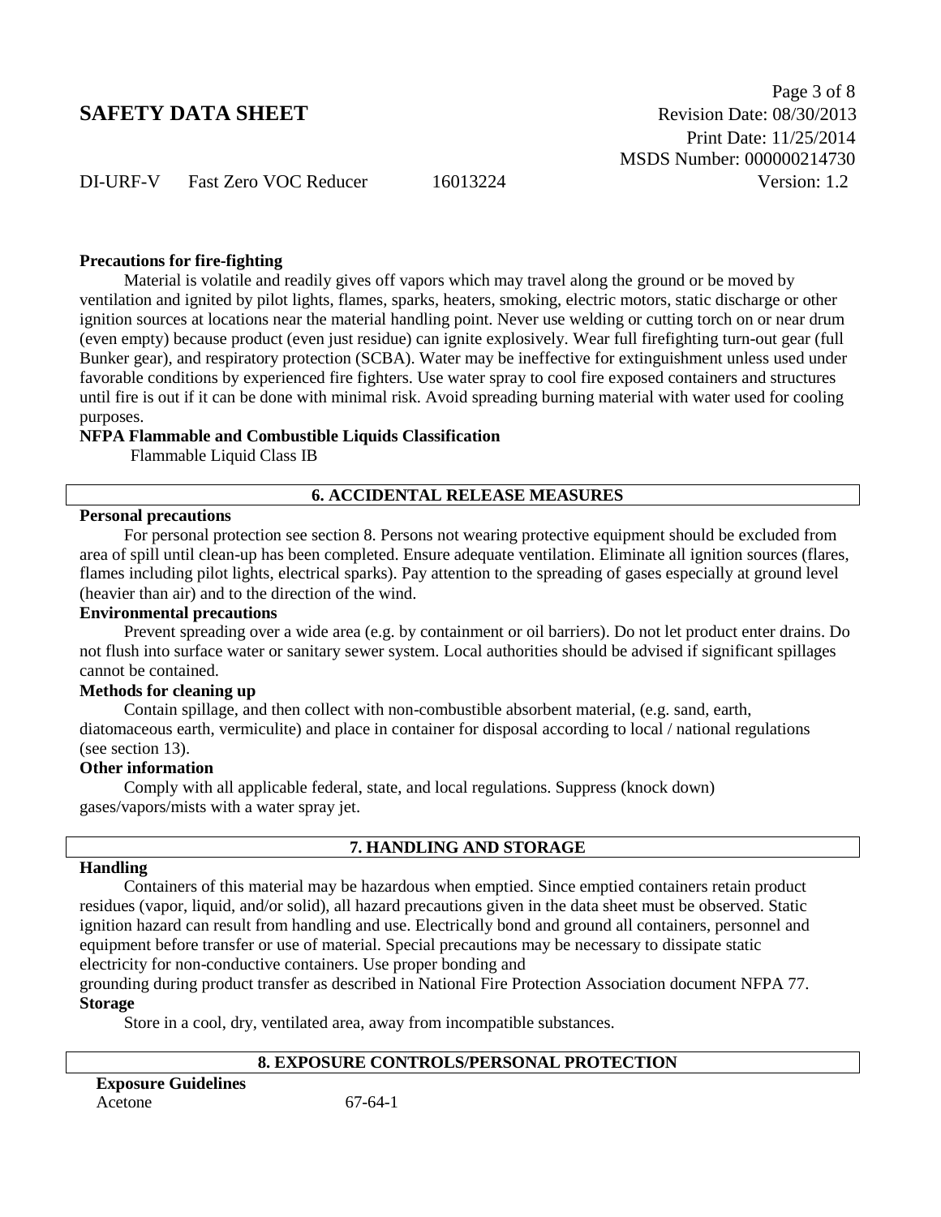**Precautions for fire-fighting**

Material is volatile and readily gives off vapors which may travel along the ground or be moved by ventilation and ignited by pilot lights, flames, sparks, heaters, smoking, electric motors, static discharge or other ignition sources at locations near the material handling point. Never use welding or cutting torch on or near drum (even empty) because product (even just residue) can ignite explosively. Wear full firefighting turn-out gear (full Bunker gear), and respiratory protection (SCBA). Water may be ineffective for extinguishment unless used under favorable conditions by experienced fire fighters. Use water spray to cool fire exposed containers and structures until fire is out if it can be done with minimal risk. Avoid spreading burning material with water used for cooling purposes.

**NFPA Flammable and Combustible Liquids Classification**

Flammable Liquid Class IB

## 6. ACCIDENTAL RELEASE MEASURES

**Personal precautions**

For personal protection see section 8. Persons not wearing protective equipment should be excluded from area of spill until clean-up has been completed. Ensure adequate ventilation. Eliminate all ignition sources (flares, flames including pilot lights, electrical sparks). Pay attention to the spreading of gases especially at ground level (heavier than air) and to the direction of the wind.

**Environmental precautions**

Prevent spreading over a wide area (e.g. by containment or oil barriers). Do not let product enter drains. Do not flush into surface water or sanitary sewer system. Local authorities should be advised if significant spillages cannot be contained.

**Methods for cleaning up**

Contain spillage, and then collect with non-combustible absorbent material, (e.g. sand, earth, diatomaceous earth, vermiculite) and place in container for disposal according to local / national regulations (see section 13).

**Other information**

Comply with all applicable federal, state, and local regulations. Suppress (knock down) gases/vapors/mists with a water spray jet.

## 7. HANDLING AND STORAGE

**Handling**

Containers of this material may be hazardous when emptied. Since emptied containers retain product residues (vapor, liquid, and/or solid), all hazard precautions given in the data sheet must be observed. Static ignition hazard can result from handling and use. Electrically bond and ground all containers, personnel and equipment before transfer or use of material. Special precautions may be necessary to dissipate static electricity for non-conductive containers. Use proper bonding and grounding during product transfer as described in National Fire Protection Association document NFPA 77.

**Storage**

Store in a cool, dry, ventilated area, away from incompatible substances.

## 8. EXPOSURE CONTROLS/PERSONAL PROTECTION

**Exposure Guidelines**

Acetone 67-64-1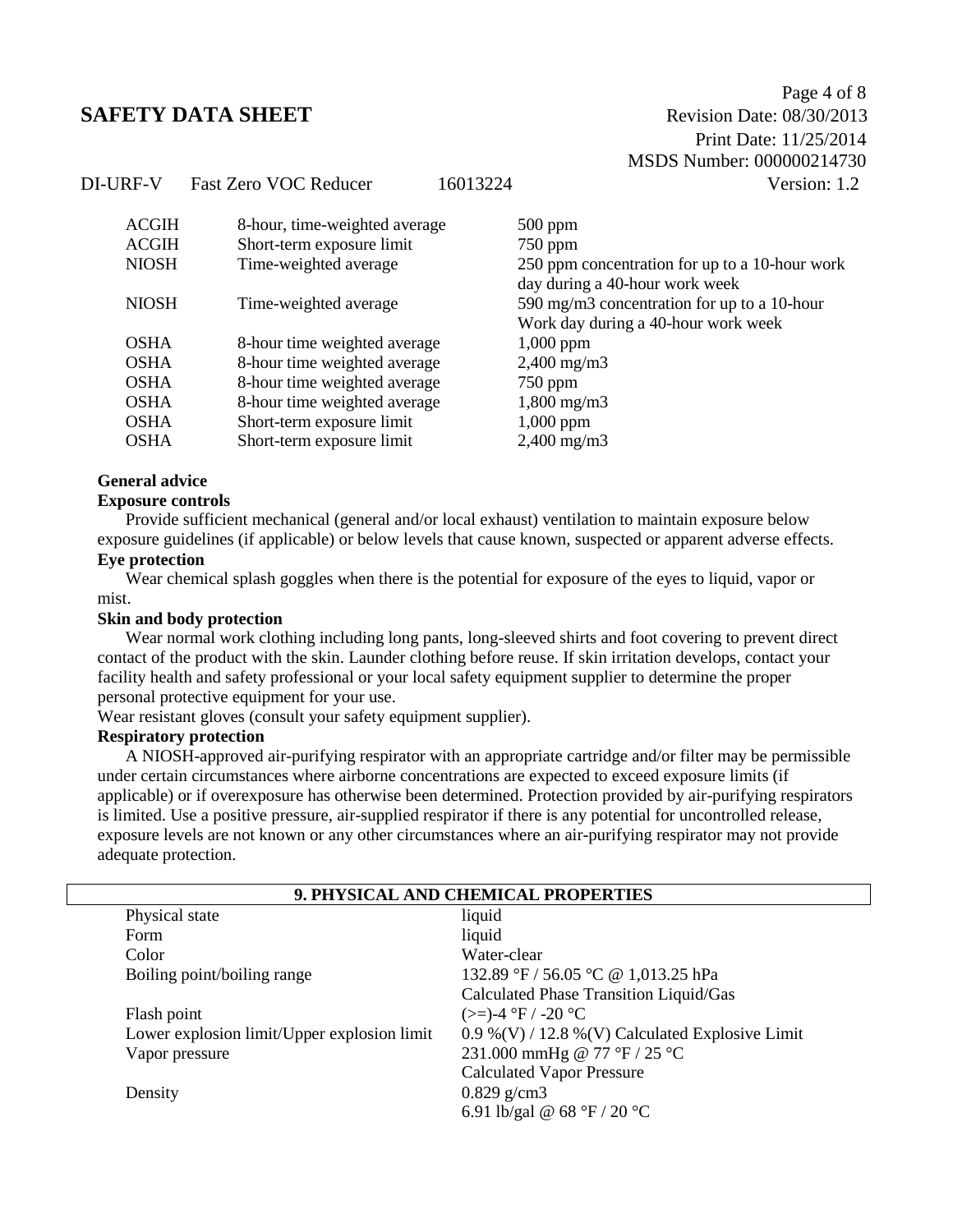| | | |
|---|---|---|
| ACGIH | 8-hour, time-weighted average | 500 ppm |
| ACGIH | Short-term exposure limit | 750 ppm |
| NIOSH | Time-weighted average | 250 ppm concentration for up to a 10-hour work day during a 40-hour work week |
| NIOSH | Time-weighted average | 590 mg/m3 concentration for up to a 10-hour Work day during a 40-hour work week |
| OSHA | 8-hour time weighted average | 1,000 ppm |
| OSHA | 8-hour time weighted average | 2,400 mg/m3 |
| OSHA | 8-hour time weighted average | 750 ppm |
| OSHA | 8-hour time weighted average | 1,800 mg/m3 |
| OSHA | Short-term exposure limit | 1,000 ppm |
| OSHA | Short-term exposure limit | 2,400 mg/m3 |

**General advice**

**Exposure controls**

Provide sufficient mechanical (general and/or local exhaust) ventilation to maintain exposure below exposure guidelines (if applicable) or below levels that cause known, suspected or apparent adverse effects.

**Eye protection**

Wear chemical splash goggles when there is the potential for exposure of the eyes to liquid, vapor or mist.

**Skin and body protection**

Wear normal work clothing including long pants, long-sleeved shirts and foot covering to prevent direct contact of the product with the skin. Launder clothing before reuse. If skin irritation develops, contact your facility health and safety professional or your local safety equipment supplier to determine the proper personal protective equipment for your use.

Wear resistant gloves (consult your safety equipment supplier).

**Respiratory protection**

A NIOSH-approved air-purifying respirator with an appropriate cartridge and/or filter may be permissible under certain circumstances where airborne concentrations are expected to exceed exposure limits (if applicable) or if overexposure has otherwise been determined. Protection provided by air-purifying respirators is limited. Use a positive pressure, air-supplied respirator if there is any potential for uncontrolled release, exposure levels are not known or any other circumstances where an air-purifying respirator may not provide adequate protection.

## 9. PHYSICAL AND CHEMICAL PROPERTIES

| | |
|---|---|
| Physical state | liquid |
| Form | liquid |
| Color | Water-clear |
| Boiling point/boiling range | 132.89 °F / 56.05 °C @ 1,013.25 hPa Calculated Phase Transition Liquid/Gas |
| Flash point | (>=)-4 °F / -20 °C |
| Lower explosion limit/Upper explosion limit | 0.9 %(V) / 12.8 %(V) Calculated Explosive Limit |
| Vapor pressure | 231.000 mmHg @ 77 °F / 25 °C Calculated Vapor Pressure |
| Density | 0.829 g/cm3 6.91 lb/gal @ 68 °F / 20 °C |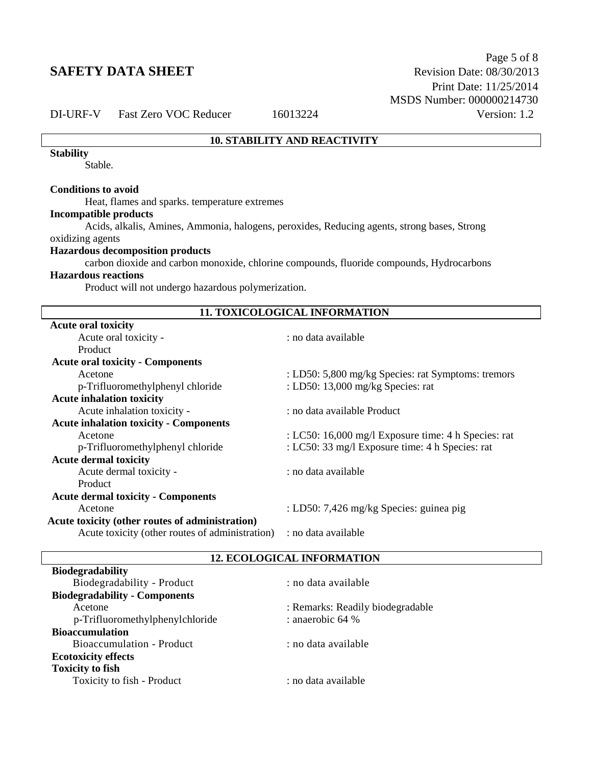## 10. STABILITY AND REACTIVITY

**Stability**

Stable.

**Conditions to avoid**

Heat, flames and sparks. temperature extremes

**Incompatible products**

Acids, alkalis, Amines, Ammonia, halogens, peroxides, Reducing agents, strong bases, Strong oxidizing agents

**Hazardous decomposition products**

carbon dioxide and carbon monoxide, chlorine compounds, fluoride compounds, Hydrocarbons

**Hazardous reactions**

Product will not undergo hazardous polymerization.

## 11. TOXICOLOGICAL INFORMATION

| | |
|---|---|
| **Acute oral toxicity** | |
| Acute oral toxicity - Product | : no data available |
| **Acute oral toxicity - Components** | |
| Acetone | : LD50: 5,800 mg/kg Species: rat Symptoms: tremors |
| p-Trifluoromethylphenyl chloride | : LD50: 13,000 mg/kg Species: rat |
| **Acute inhalation toxicity** | |
| Acute inhalation toxicity - | : no data available Product |
| **Acute inhalation toxicity - Components** | |
| Acetone | : LC50: 16,000 mg/l Exposure time: 4 h Species: rat |
| p-Trifluoromethylphenyl chloride | : LC50: 33 mg/l Exposure time: 4 h Species: rat |
| **Acute dermal toxicity** | |
| Acute dermal toxicity - Product | : no data available |
| **Acute dermal toxicity - Components** | |
| Acetone | : LD50: 7,426 mg/kg Species: guinea pig |
| **Acute toxicity (other routes of administration)** | |
| Acute toxicity (other routes of administration) | : no data available |

## 12. ECOLOGICAL INFORMATION

| | |
|---|---|
| **Biodegradability** | |
| Biodegradability - Product | : no data available |
| **Biodegradability - Components** | |
| Acetone | : Remarks: Readily biodegradable |
| p-Trifluoromethylphenylchloride | : anaerobic 64 % |
| **Bioaccumulation** | |
| Bioaccumulation - Product | : no data available |
| **Ecotoxicity effects** | |
| **Toxicity to fish** | |
| Toxicity to fish - Product | : no data available |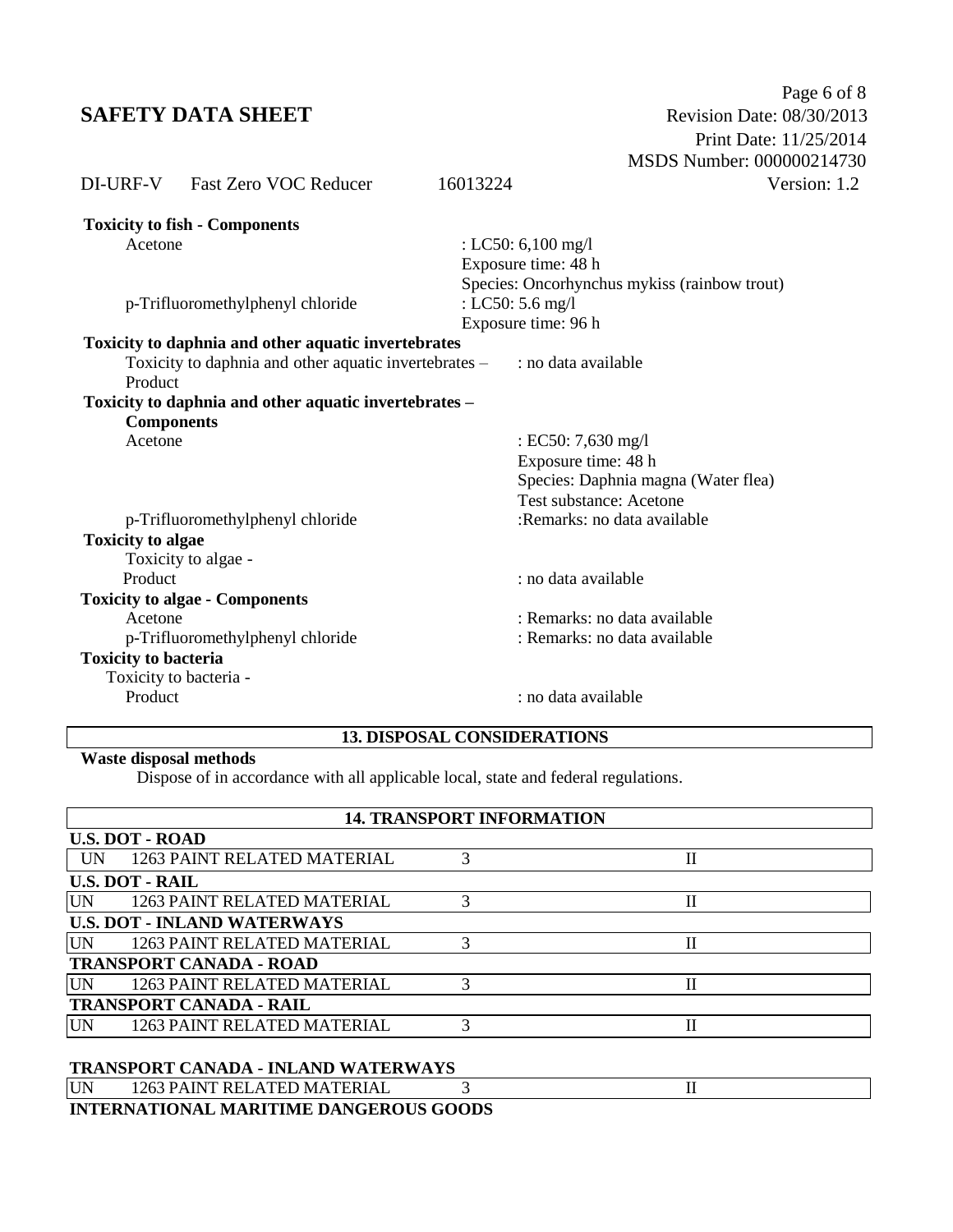**Toxicity to fish - Components**

| | |
|---|---|
| Acetone | : LC50: 6,100 mg/l<br>Exposure time: 48 h<br>Species: Oncorhynchus mykiss (rainbow trout) |
| p-Trifluoromethylphenyl chloride | : LC50: 5.6 mg/l<br>Exposure time: 96 h |

**Toxicity to daphnia and other aquatic invertebrates**

| | |
|---|---|
| Toxicity to daphnia and other aquatic invertebrates – Product | : no data available |

**Toxicity to daphnia and other aquatic invertebrates – Components**

| | |
|---|---|
| Acetone | : EC50: 7,630 mg/l<br>Exposure time: 48 h<br>Species: Daphnia magna (Water flea)<br>Test substance: Acetone |
| p-Trifluoromethylphenyl chloride | :Remarks: no data available |

**Toxicity to algae**

| | |
|---|---|
| Toxicity to algae - Product | : no data available |

**Toxicity to algae - Components**

| | |
|---|---|
| Acetone | : Remarks: no data available |
| p-Trifluoromethylphenyl chloride | : Remarks: no data available |

**Toxicity to bacteria**

| | |
|---|---|
| Toxicity to bacteria - Product | : no data available |

## 13. DISPOSAL CONSIDERATIONS

**Waste disposal methods**

Dispose of in accordance with all applicable local, state and federal regulations.

## 14. TRANSPORT INFORMATION

**U.S. DOT - ROAD**

| | | | |
|---|---|---|---|
| UN | 1263 PAINT RELATED MATERIAL | 3 | II |

**U.S. DOT - RAIL**

| | | | |
|---|---|---|---|
| UN | 1263 PAINT RELATED MATERIAL | 3 | II |

**U.S. DOT - INLAND WATERWAYS**

| | | | |
|---|---|---|---|
| UN | 1263 PAINT RELATED MATERIAL | 3 | II |

**TRANSPORT CANADA - ROAD**

| | | | |
|---|---|---|---|
| UN | 1263 PAINT RELATED MATERIAL | 3 | II |

**TRANSPORT CANADA - RAIL**

| | | | |
|---|---|---|---|
| UN | 1263 PAINT RELATED MATERIAL | 3 | II |

**TRANSPORT CANADA - INLAND WATERWAYS**

| | | | |
|---|---|---|---|
| UN | 1263 PAINT RELATED MATERIAL | 3 | II |

**INTERNATIONAL MARITIME DANGEROUS GOODS**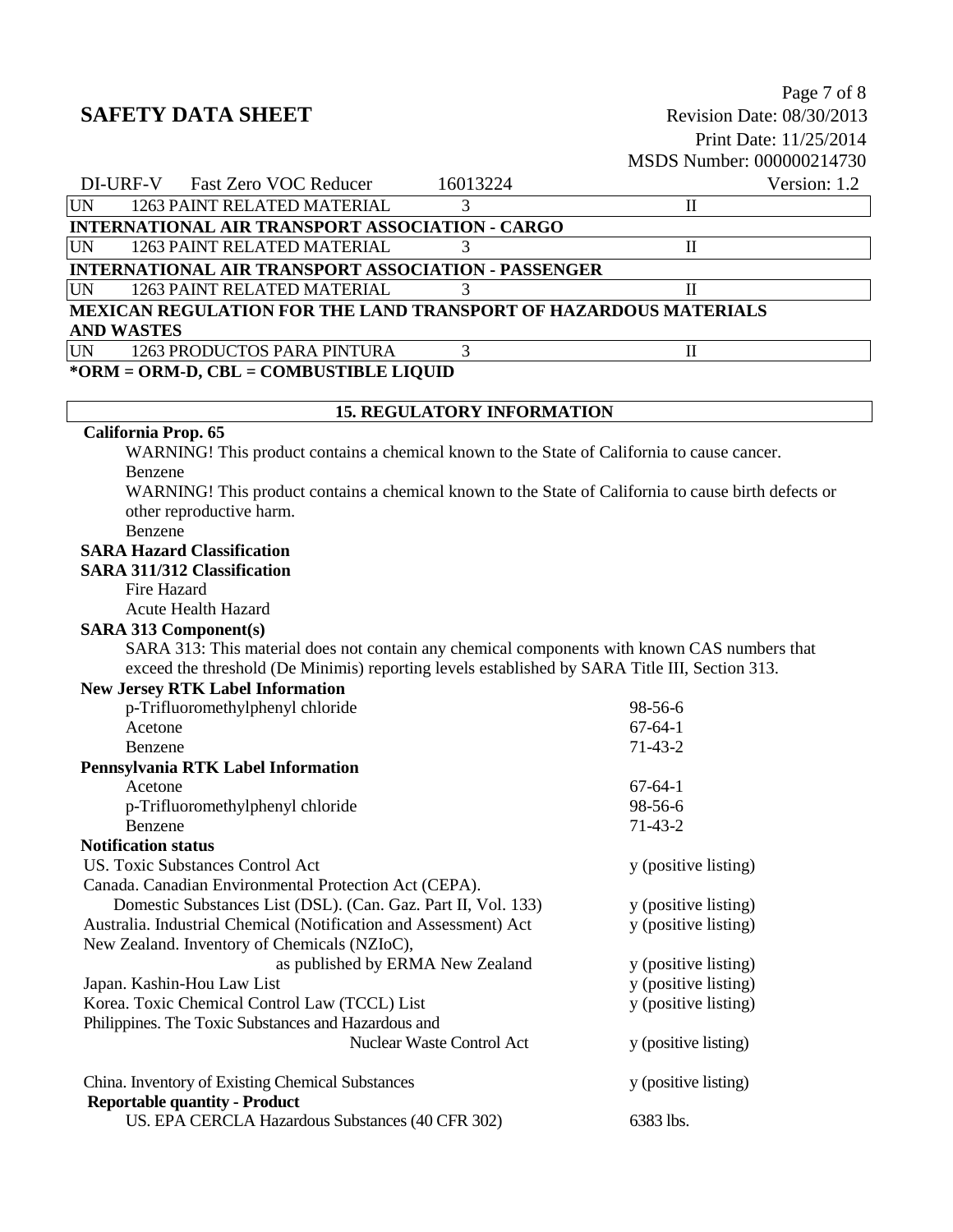| | | | |
|---|---|---|---|
| UN | 1263 PAINT RELATED MATERIAL | 3 | II |

**INTERNATIONAL AIR TRANSPORT ASSOCIATION - CARGO**

| | | | |
|---|---|---|---|
| UN | 1263 PAINT RELATED MATERIAL | 3 | II |

**INTERNATIONAL AIR TRANSPORT ASSOCIATION - PASSENGER**

| | | | |
|---|---|---|---|
| UN | 1263 PAINT RELATED MATERIAL | 3 | II |

**MEXICAN REGULATION FOR THE LAND TRANSPORT OF HAZARDOUS MATERIALS AND WASTES**

| | | | |
|---|---|---|---|
| UN | 1263 PRODUCTOS PARA PINTURA | 3 | II |

***ORM = ORM-D, CBL = COMBUSTIBLE LIQUID**

## 15. REGULATORY INFORMATION

**California Prop. 65**

WARNING! This product contains a chemical known to the State of California to cause cancer.
Benzene

WARNING! This product contains a chemical known to the State of California to cause birth defects or other reproductive harm.
Benzene

**SARA Hazard Classification**

**SARA 311/312 Classification**

Fire Hazard
Acute Health Hazard

**SARA 313 Component(s)**

SARA 313: This material does not contain any chemical components with known CAS numbers that exceed the threshold (De Minimis) reporting levels established by SARA Title III, Section 313.

**New Jersey RTK Label Information**

| | |
|---|---|
| p-Trifluoromethylphenyl chloride | 98-56-6 |
| Acetone | 67-64-1 |
| Benzene | 71-43-2 |

**Pennsylvania RTK Label Information**

| | |
|---|---|
| Acetone | 67-64-1 |
| p-Trifluoromethylphenyl chloride | 98-56-6 |
| Benzene | 71-43-2 |

**Notification status**

| | |
|---|---|
| US. Toxic Substances Control Act | y (positive listing) |
| Canada. Canadian Environmental Protection Act (CEPA). Domestic Substances List (DSL). (Can. Gaz. Part II, Vol. 133) | y (positive listing) |
| Australia. Industrial Chemical (Notification and Assessment) Act | y (positive listing) |
| New Zealand. Inventory of Chemicals (NZIoC), as published by ERMA New Zealand | y (positive listing) |
| Japan. Kashin-Hou Law List | y (positive listing) |
| Korea. Toxic Chemical Control Law (TCCL) List | y (positive listing) |
| Philippines. The Toxic Substances and Hazardous and Nuclear Waste Control Act | y (positive listing) |
| China. Inventory of Existing Chemical Substances | y (positive listing) |

**Reportable quantity - Product**

| | |
|---|---|
| US. EPA CERCLA Hazardous Substances (40 CFR 302) | 6383 lbs. |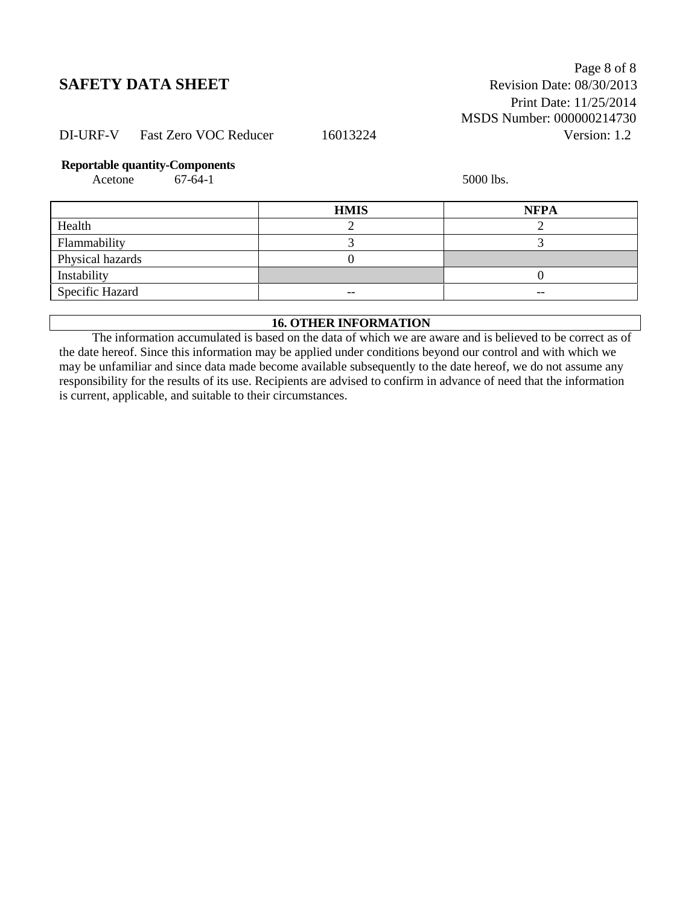**Reportable quantity-Components**

Acetone 67-64-1 5000 lbs.

| | HMIS | NFPA |
|---|---|---|
| Health | 2 | 2 |
| Flammability | 3 | 3 |
| Physical hazards | 0 | |
| Instability | | 0 |
| Specific Hazard | -- | -- |

## 16. OTHER INFORMATION

The information accumulated is based on the data of which we are aware and is believed to be correct as of the date hereof. Since this information may be applied under conditions beyond our control and with which we may be unfamiliar and since data made become available subsequently to the date hereof, we do not assume any responsibility for the results of its use. Recipients are advised to confirm in advance of need that the information is current, applicable, and suitable to their circumstances.